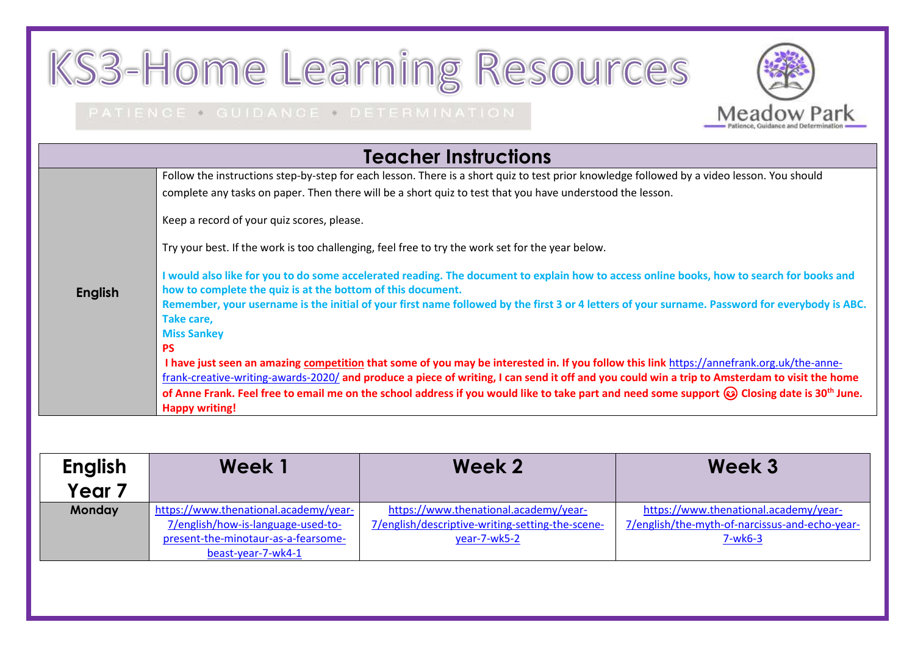# KS3-Home Learning Resources

PATIENCE • GUIDANCE • DETERMINATION

Meadow Park
Patience, Guidance and Determination

## Teacher Instructions

| | |
|---|---|
| **English** | Follow the instructions step-by-step for each lesson. There is a short quiz to test prior knowledge followed by a video lesson. You should complete any tasks on paper. Then there will be a short quiz to test that you have understood the lesson.<br><br>Keep a record of your quiz scores, please.<br><br>Try your best. If the work is too challenging, feel free to try the work set for the year below.<br><br>**I would also like for you to do some accelerated reading. The document to explain how to access online books, how to search for books and how to complete the quiz is at the bottom of this document.**<br>**Remember, your username is the initial of your first name followed by the first 3 or 4 letters of your surname. Password for everybody is ABC.**<br>**Take care,**<br>**Miss Sankey**<br>**PS**<br>**I have just seen an amazing competition that some of you may be interested in. If you follow this link** https://annefrank.org.uk/the-anne-frank-creative-writing-awards-2020/ **and produce a piece of writing, I can send it off and you could win a trip to Amsterdam to visit the home of Anne Frank. Feel free to email me on the school address if you would like to take part and need some support ☺ Closing date is 30th June. Happy writing!** |

| English Year 7 | Week 1 | Week 2 | Week 3 |
|---|---|---|---|
| **Monday** | https://www.thenational.academy/year-7/english/how-is-language-used-to-present-the-minotaur-as-a-fearsome-beast-year-7-wk4-1 | https://www.thenational.academy/year-7/english/descriptive-writing-setting-the-scene-year-7-wk5-2 | https://www.thenational.academy/year-7/english/the-myth-of-narcissus-and-echo-year-7-wk6-3 |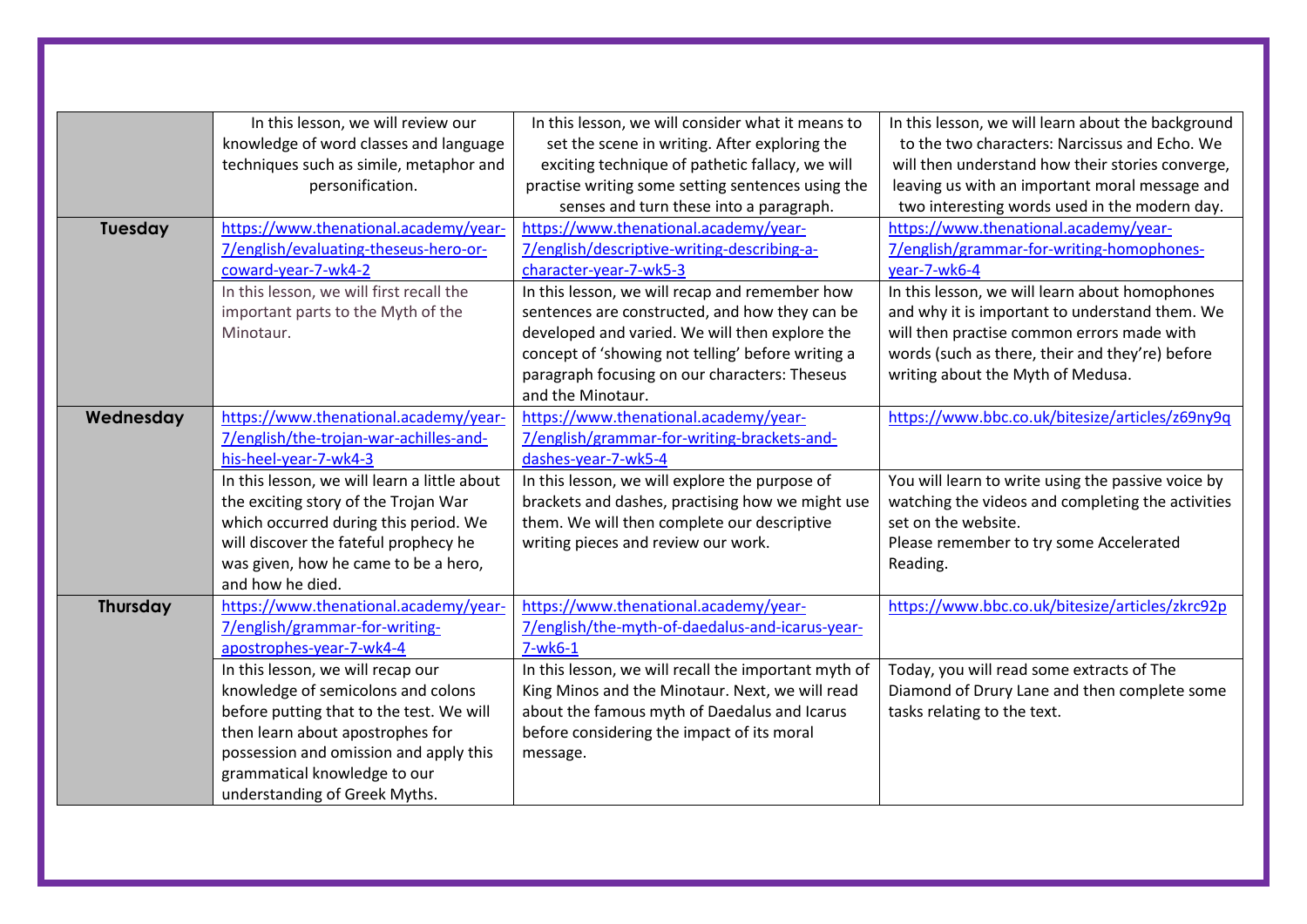| | | | |
|---|---|---|---|
| | In this lesson, we will review our knowledge of word classes and language techniques such as simile, metaphor and personification. | In this lesson, we will consider what it means to set the scene in writing. After exploring the exciting technique of pathetic fallacy, we will practise writing some setting sentences using the senses and turn these into a paragraph. | In this lesson, we will learn about the background to the two characters: Narcissus and Echo. We will then understand how their stories converge, leaving us with an important moral message and two interesting words used in the modern day. |
| **Tuesday** | https://www.thenational.academy/year-7/english/evaluating-theseus-hero-or-coward-year-7-wk4-2 | https://www.thenational.academy/year-7/english/descriptive-writing-describing-a-character-year-7-wk5-3 | https://www.thenational.academy/year-7/english/grammar-for-writing-homophones-year-7-wk6-4 |
| | In this lesson, we will first recall the important parts to the Myth of the Minotaur. | In this lesson, we will recap and remember how sentences are constructed, and how they can be developed and varied. We will then explore the concept of 'showing not telling' before writing a paragraph focusing on our characters: Theseus and the Minotaur. | In this lesson, we will learn about homophones and why it is important to understand them. We will then practise common errors made with words (such as there, their and they're) before writing about the Myth of Medusa. |
| **Wednesday** | https://www.thenational.academy/year-7/english/the-trojan-war-achilles-and-his-heel-year-7-wk4-3 | https://www.thenational.academy/year-7/english/grammar-for-writing-brackets-and-dashes-year-7-wk5-4 | https://www.bbc.co.uk/bitesize/articles/z69ny9q |
| | In this lesson, we will learn a little about the exciting story of the Trojan War which occurred during this period. We will discover the fateful prophecy he was given, how he came to be a hero, and how he died. | In this lesson, we will explore the purpose of brackets and dashes, practising how we might use them. We will then complete our descriptive writing pieces and review our work. | You will learn to write using the passive voice by watching the videos and completing the activities set on the website.<br>Please remember to try some Accelerated Reading. |
| **Thursday** | https://www.thenational.academy/year-7/english/grammar-for-writing-apostrophes-year-7-wk4-4 | https://www.thenational.academy/year-7/english/the-myth-of-daedalus-and-icarus-year-7-wk6-1 | https://www.bbc.co.uk/bitesize/articles/zkrc92p |
| | In this lesson, we will recap our knowledge of semicolons and colons before putting that to the test. We will then learn about apostrophes for possession and omission and apply this grammatical knowledge to our understanding of Greek Myths. | In this lesson, we will recall the important myth of King Minos and the Minotaur. Next, we will read about the famous myth of Daedalus and Icarus before considering the impact of its moral message. | Today, you will read some extracts of The Diamond of Drury Lane and then complete some tasks relating to the text. |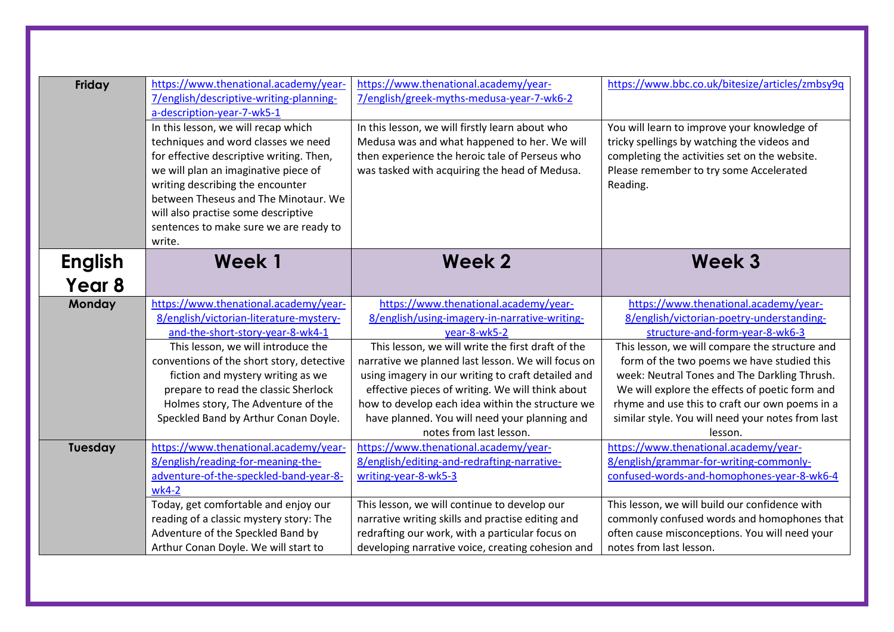| Friday | https://www.thenational.academy/year-7/english/descriptive-writing-planning-a-description-year-7-wk5-1 | https://www.thenational.academy/year-7/english/greek-myths-medusa-year-7-wk6-2 | https://www.bbc.co.uk/bitesize/articles/zmbsy9q |
|---|---|---|---|
| | In this lesson, we will recap which techniques and word classes we need for effective descriptive writing. Then, we will plan an imaginative piece of writing describing the encounter between Theseus and The Minotaur. We will also practise some descriptive sentences to make sure we are ready to write. | In this lesson, we will firstly learn about who Medusa was and what happened to her. We will then experience the heroic tale of Perseus who was tasked with acquiring the head of Medusa. | You will learn to improve your knowledge of tricky spellings by watching the videos and completing the activities set on the website. Please remember to try some Accelerated Reading. |

| **English Year 8** | **Week 1** | **Week 2** | **Week 3** |
|---|---|---|---|
| **Monday** | https://www.thenational.academy/year-8/english/victorian-literature-mystery-and-the-short-story-year-8-wk4-1 | https://www.thenational.academy/year-8/english/using-imagery-in-narrative-writing-year-8-wk5-2 | https://www.thenational.academy/year-8/english/victorian-poetry-understanding-structure-and-form-year-8-wk6-3 |
| | This lesson, we will introduce the conventions of the short story, detective fiction and mystery writing as we prepare to read the classic Sherlock Holmes story, The Adventure of the Speckled Band by Arthur Conan Doyle. | This lesson, we will write the first draft of the narrative we planned last lesson. We will focus on using imagery in our writing to craft detailed and effective pieces of writing. We will think about how to develop each idea within the structure we have planned. You will need your planning and notes from last lesson. | This lesson, we will compare the structure and form of the two poems we have studied this week: Neutral Tones and The Darkling Thrush. We will explore the effects of poetic form and rhyme and use this to craft our own poems in a similar style. You will need your notes from last lesson. |
| **Tuesday** | https://www.thenational.academy/year-8/english/reading-for-meaning-the-adventure-of-the-speckled-band-year-8-wk4-2 | https://www.thenational.academy/year-8/english/editing-and-redrafting-narrative-writing-year-8-wk5-3 | https://www.thenational.academy/year-8/english/grammar-for-writing-commonly-confused-words-and-homophones-year-8-wk6-4 |
| | Today, get comfortable and enjoy our reading of a classic mystery story: The Adventure of the Speckled Band by Arthur Conan Doyle. We will start to | This lesson, we will continue to develop our narrative writing skills and practise editing and redrafting our work, with a particular focus on developing narrative voice, creating cohesion and | This lesson, we will build our confidence with commonly confused words and homophones that often cause misconceptions. You will need your notes from last lesson. |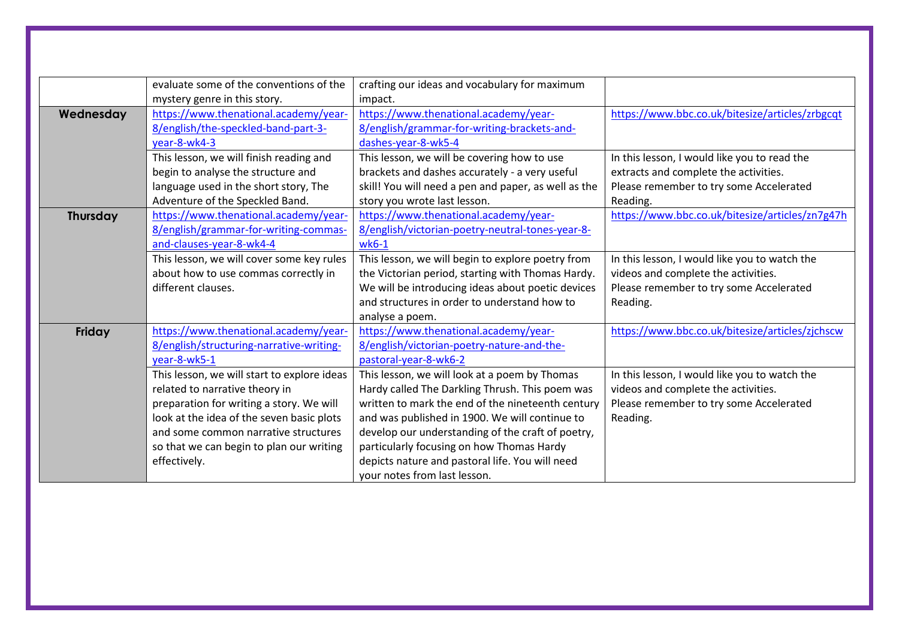| | | | |
|---|---|---|---|
| | evaluate some of the conventions of the mystery genre in this story. | crafting our ideas and vocabulary for maximum impact. | |
| **Wednesday** | https://www.thenational.academy/year-8/english/the-speckled-band-part-3-year-8-wk4-3 | https://www.thenational.academy/year-8/english/grammar-for-writing-brackets-and-dashes-year-8-wk5-4 | https://www.bbc.co.uk/bitesize/articles/zrbgcqt |
| | This lesson, we will finish reading and begin to analyse the structure and language used in the short story, The Adventure of the Speckled Band. | This lesson, we will be covering how to use brackets and dashes accurately - a very useful skill! You will need a pen and paper, as well as the story you wrote last lesson. | In this lesson, I would like you to read the extracts and complete the activities.<br>Please remember to try some Accelerated Reading. |
| **Thursday** | https://www.thenational.academy/year-8/english/grammar-for-writing-commas-and-clauses-year-8-wk4-4 | https://www.thenational.academy/year-8/english/victorian-poetry-neutral-tones-year-8-wk6-1 | https://www.bbc.co.uk/bitesize/articles/zn7g47h |
| | This lesson, we will cover some key rules about how to use commas correctly in different clauses. | This lesson, we will begin to explore poetry from the Victorian period, starting with Thomas Hardy. We will be introducing ideas about poetic devices and structures in order to understand how to analyse a poem. | In this lesson, I would like you to watch the videos and complete the activities.<br>Please remember to try some Accelerated Reading. |
| **Friday** | https://www.thenational.academy/year-8/english/structuring-narrative-writing-year-8-wk5-1 | https://www.thenational.academy/year-8/english/victorian-poetry-nature-and-the-pastoral-year-8-wk6-2 | https://www.bbc.co.uk/bitesize/articles/zjchscw |
| | This lesson, we will start to explore ideas related to narrative theory in preparation for writing a story. We will look at the idea of the seven basic plots and some common narrative structures so that we can begin to plan our writing effectively. | This lesson, we will look at a poem by Thomas Hardy called The Darkling Thrush. This poem was written to mark the end of the nineteenth century and was published in 1900. We will continue to develop our understanding of the craft of poetry, particularly focusing on how Thomas Hardy depicts nature and pastoral life. You will need your notes from last lesson. | In this lesson, I would like you to watch the videos and complete the activities.<br>Please remember to try some Accelerated Reading. |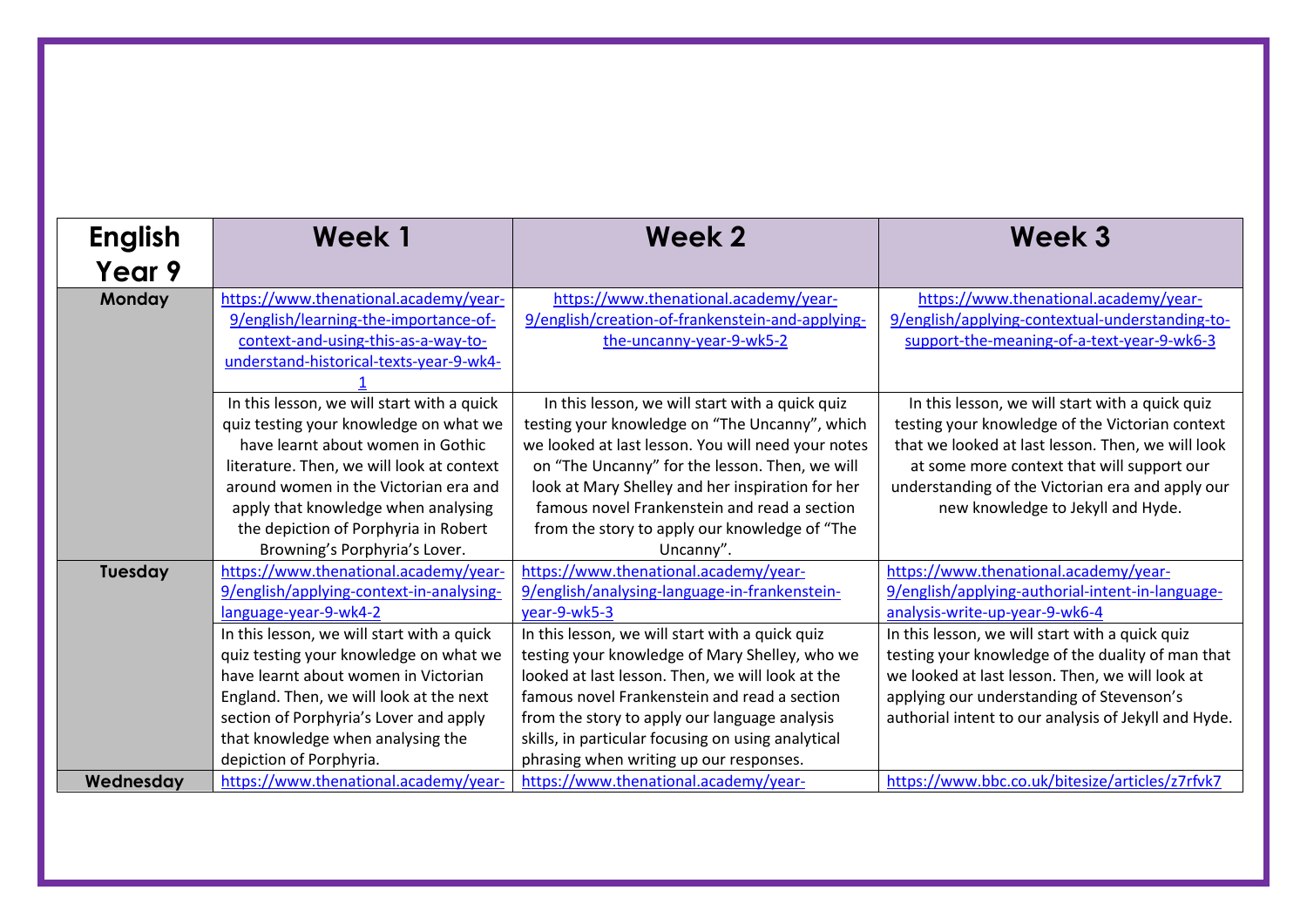| English Year 9 | Week 1 | Week 2 | Week 3 |
| --- | --- | --- | --- |
| **Monday** | https://www.thenational.academy/year-9/english/learning-the-importance-of-context-and-using-this-as-a-way-to-understand-historical-texts-year-9-wk4-1 | https://www.thenational.academy/year-9/english/creation-of-frankenstein-and-applying-the-uncanny-year-9-wk5-2 | https://www.thenational.academy/year-9/english/applying-contextual-understanding-to-support-the-meaning-of-a-text-year-9-wk6-3 |
| | In this lesson, we will start with a quick quiz testing your knowledge on what we have learnt about women in Gothic literature. Then, we will look at context around women in the Victorian era and apply that knowledge when analysing the depiction of Porphyria in Robert Browning's Porphyria's Lover. | In this lesson, we will start with a quick quiz testing your knowledge on "The Uncanny", which we looked at last lesson. You will need your notes on "The Uncanny" for the lesson. Then, we will look at Mary Shelley and her inspiration for her famous novel Frankenstein and read a section from the story to apply our knowledge of "The Uncanny". | In this lesson, we will start with a quick quiz testing your knowledge of the Victorian context that we looked at last lesson. Then, we will look at some more context that will support our understanding of the Victorian era and apply our new knowledge to Jekyll and Hyde. |
| **Tuesday** | https://www.thenational.academy/year-9/english/applying-context-in-analysing-language-year-9-wk4-2 | https://www.thenational.academy/year-9/english/analysing-language-in-frankenstein-year-9-wk5-3 | https://www.thenational.academy/year-9/english/applying-authorial-intent-in-language-analysis-write-up-year-9-wk6-4 |
| | In this lesson, we will start with a quick quiz testing your knowledge on what we have learnt about women in Victorian England. Then, we will look at the next section of Porphyria's Lover and apply that knowledge when analysing the depiction of Porphyria. | In this lesson, we will start with a quick quiz testing your knowledge of Mary Shelley, who we looked at last lesson. Then, we will look at the famous novel Frankenstein and read a section from the story to apply our language analysis skills, in particular focusing on using analytical phrasing when writing up our responses. | In this lesson, we will start with a quick quiz testing your knowledge of the duality of man that we looked at last lesson. Then, we will look at applying our understanding of Stevenson's authorial intent to our analysis of Jekyll and Hyde. |
| **Wednesday** | https://www.thenational.academy/year- | https://www.thenational.academy/year- | https://www.bbc.co.uk/bitesize/articles/z7rfvk7 |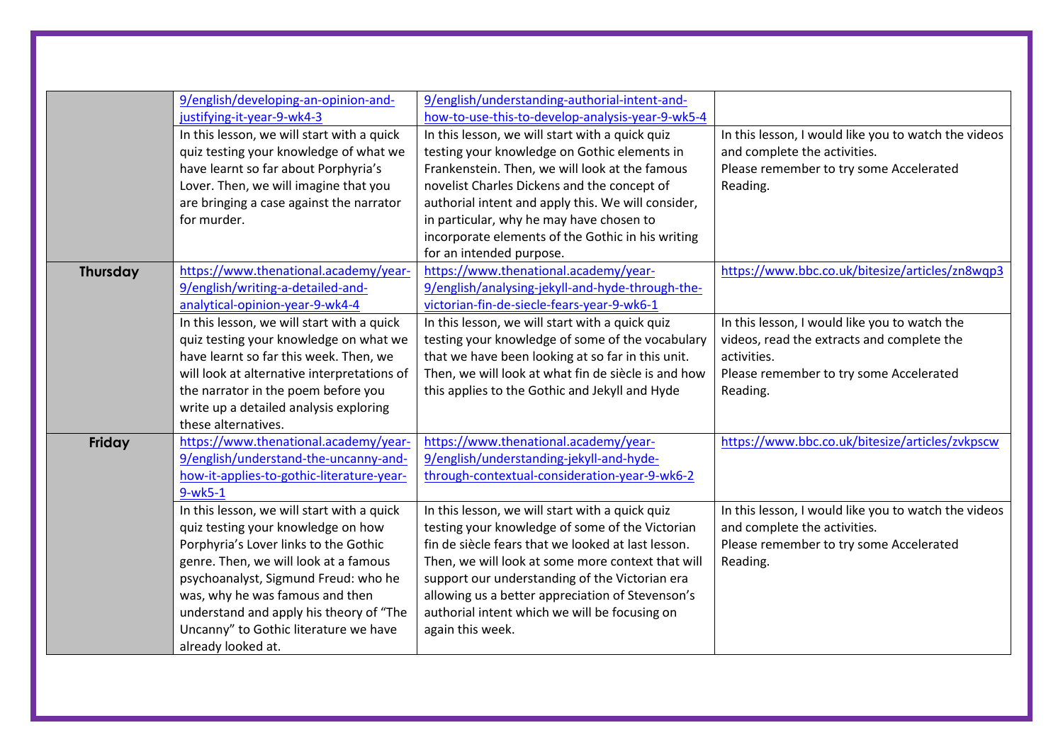| | | | |
|---|---|---|---|
| | 9/english/developing-an-opinion-and-justifying-it-year-9-wk4-3 | 9/english/understanding-authorial-intent-and-how-to-use-this-to-develop-analysis-year-9-wk5-4 | |
| | In this lesson, we will start with a quick quiz testing your knowledge of what we have learnt so far about Porphyria's Lover. Then, we will imagine that you are bringing a case against the narrator for murder. | In this lesson, we will start with a quick quiz testing your knowledge on Gothic elements in Frankenstein. Then, we will look at the famous novelist Charles Dickens and the concept of authorial intent and apply this. We will consider, in particular, why he may have chosen to incorporate elements of the Gothic in his writing for an intended purpose. | In this lesson, I would like you to watch the videos and complete the activities.<br>Please remember to try some Accelerated Reading. |
| **Thursday** | https://www.thenational.academy/year-9/english/writing-a-detailed-and-analytical-opinion-year-9-wk4-4 | https://www.thenational.academy/year-9/english/analysing-jekyll-and-hyde-through-the-victorian-fin-de-siecle-fears-year-9-wk6-1 | https://www.bbc.co.uk/bitesize/articles/zn8wqp3 |
| | In this lesson, we will start with a quick quiz testing your knowledge on what we have learnt so far this week. Then, we will look at alternative interpretations of the narrator in the poem before you write up a detailed analysis exploring these alternatives. | In this lesson, we will start with a quick quiz testing your knowledge of some of the vocabulary that we have been looking at so far in this unit. Then, we will look at what fin de siècle is and how this applies to the Gothic and Jekyll and Hyde | In this lesson, I would like you to watch the videos, read the extracts and complete the activities.<br>Please remember to try some Accelerated Reading. |
| **Friday** | https://www.thenational.academy/year-9/english/understand-the-uncanny-and-how-it-applies-to-gothic-literature-year-9-wk5-1 | https://www.thenational.academy/year-9/english/understanding-jekyll-and-hyde-through-contextual-consideration-year-9-wk6-2 | https://www.bbc.co.uk/bitesize/articles/zvkpscw |
| | In this lesson, we will start with a quick quiz testing your knowledge on how Porphyria's Lover links to the Gothic genre. Then, we will look at a famous psychoanalyst, Sigmund Freud: who he was, why he was famous and then understand and apply his theory of "The Uncanny" to Gothic literature we have already looked at. | In this lesson, we will start with a quick quiz testing your knowledge of some of the Victorian fin de siècle fears that we looked at last lesson. Then, we will look at some more context that will support our understanding of the Victorian era allowing us a better appreciation of Stevenson's authorial intent which we will be focusing on again this week. | In this lesson, I would like you to watch the videos and complete the activities.<br>Please remember to try some Accelerated Reading. |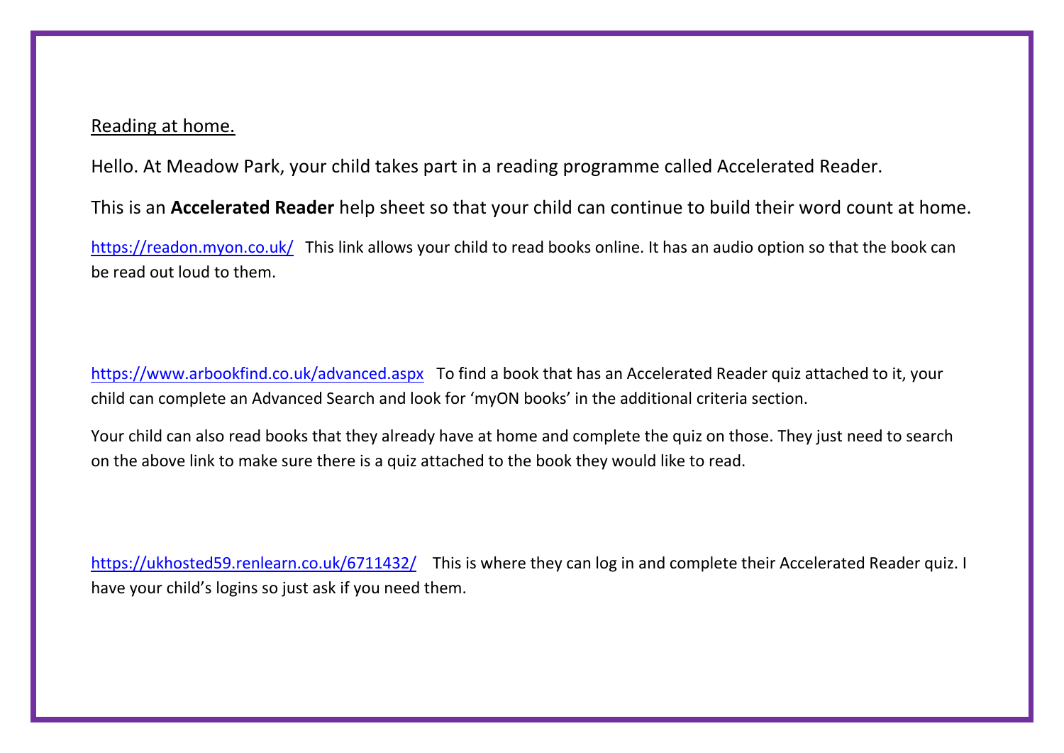<u>Reading at home.</u>

Hello. At Meadow Park, your child takes part in a reading programme called Accelerated Reader.

This is an **Accelerated Reader** help sheet so that your child can continue to build their word count at home.

https://readon.myon.co.uk/ This link allows your child to read books online. It has an audio option so that the book can be read out loud to them.

https://www.arbookfind.co.uk/advanced.aspx To find a book that has an Accelerated Reader quiz attached to it, your child can complete an Advanced Search and look for 'myON books' in the additional criteria section.

Your child can also read books that they already have at home and complete the quiz on those. They just need to search on the above link to make sure there is a quiz attached to the book they would like to read.

https://ukhosted59.renlearn.co.uk/6711432/ This is where they can log in and complete their Accelerated Reader quiz. I have your child's logins so just ask if you need them.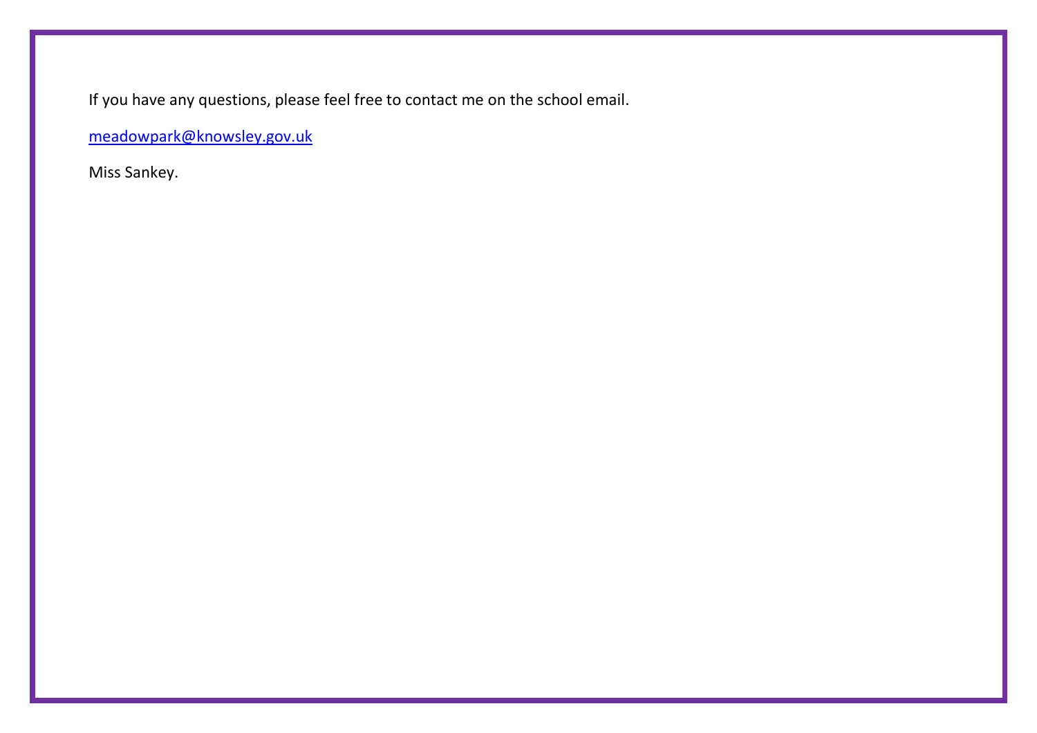If you have any questions, please feel free to contact me on the school email.

[meadowpark@knowsley.gov.uk](mailto:meadowpark@knowsley.gov.uk)

Miss Sankey.